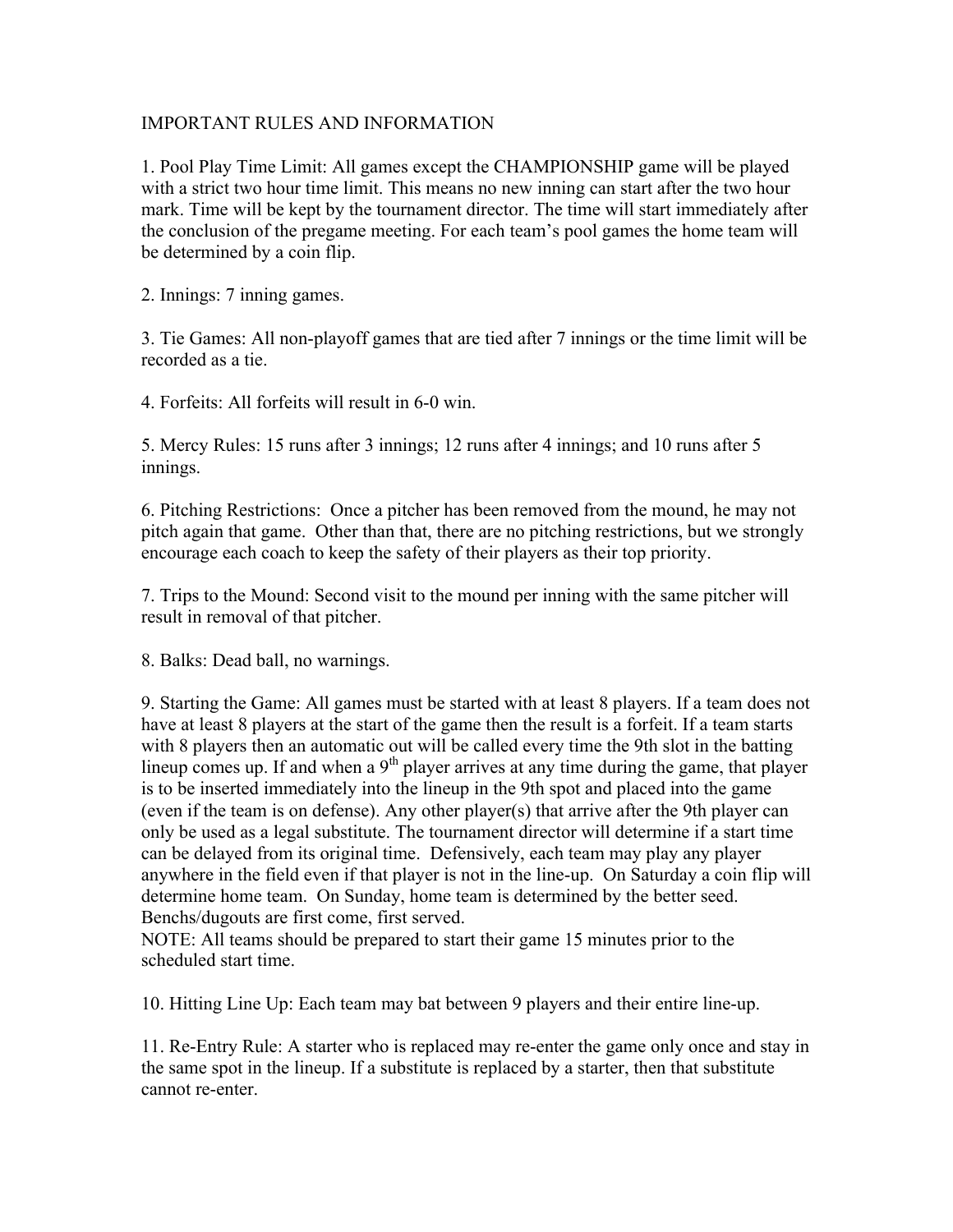# IMPORTANT RULES AND INFORMATION

1. Pool Play Time Limit: All games except the CHAMPIONSHIP game will be played with a strict two hour time limit. This means no new inning can start after the two hour mark. Time will be kept by the tournament director. The time will start immediately after the conclusion of the pregame meeting. For each team's pool games the home team will be determined by a coin flip.

2. Innings: 7 inning games.

3. Tie Games: All non-playoff games that are tied after 7 innings or the time limit will be recorded as a tie.

4. Forfeits: All forfeits will result in 6-0 win.

5. Mercy Rules: 15 runs after 3 innings; 12 runs after 4 innings; and 10 runs after 5 innings.

6. Pitching Restrictions: Once a pitcher has been removed from the mound, he may not pitch again that game. Other than that, there are no pitching restrictions, but we strongly encourage each coach to keep the safety of their players as their top priority.

7. Trips to the Mound: Second visit to the mound per inning with the same pitcher will result in removal of that pitcher.

8. Balks: Dead ball, no warnings.

9. Starting the Game: All games must be started with at least 8 players. If a team does not have at least 8 players at the start of the game then the result is a forfeit. If a team starts with 8 players then an automatic out will be called every time the 9th slot in the batting lineup comes up. If and when a 9th player arrives at any time during the game, that player is to be inserted immediately into the lineup in the 9th spot and placed into the game (even if the team is on defense). Any other player(s) that arrive after the 9th player can only be used as a legal substitute. The tournament director will determine if a start time can be delayed from its original time. Defensively, each team may play any player anywhere in the field even if that player is not in the line-up. On Saturday a coin flip will determine home team. On Sunday, home team is determined by the better seed. Benchs/dugouts are first come, first served.
NOTE: All teams should be prepared to start their game 15 minutes prior to the scheduled start time.

10. Hitting Line Up: Each team may bat between 9 players and their entire line-up.

11. Re-Entry Rule: A starter who is replaced may re-enter the game only once and stay in the same spot in the lineup. If a substitute is replaced by a starter, then that substitute cannot re-enter.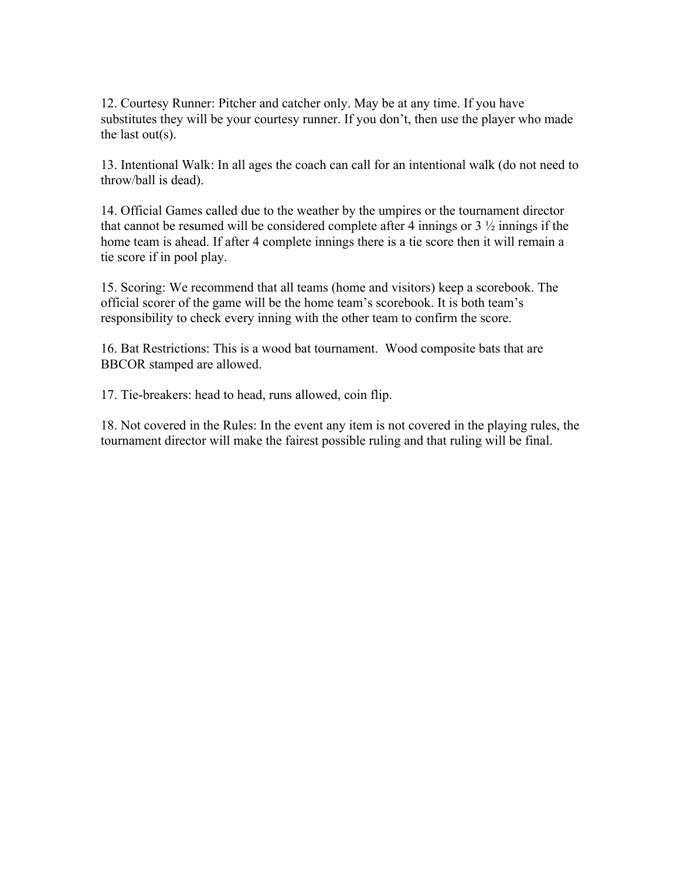12. Courtesy Runner: Pitcher and catcher only. May be at any time. If you have substitutes they will be your courtesy runner. If you don't, then use the player who made the last out(s).

13. Intentional Walk: In all ages the coach can call for an intentional walk (do not need to throw/ball is dead).

14. Official Games called due to the weather by the umpires or the tournament director that cannot be resumed will be considered complete after 4 innings or 3 ½ innings if the home team is ahead. If after 4 complete innings there is a tie score then it will remain a tie score if in pool play.

15. Scoring: We recommend that all teams (home and visitors) keep a scorebook. The official scorer of the game will be the home team's scorebook. It is both team's responsibility to check every inning with the other team to confirm the score.

16. Bat Restrictions: This is a wood bat tournament. Wood composite bats that are BBCOR stamped are allowed.

17. Tie-breakers: head to head, runs allowed, coin flip.

18. Not covered in the Rules: In the event any item is not covered in the playing rules, the tournament director will make the fairest possible ruling and that ruling will be final.